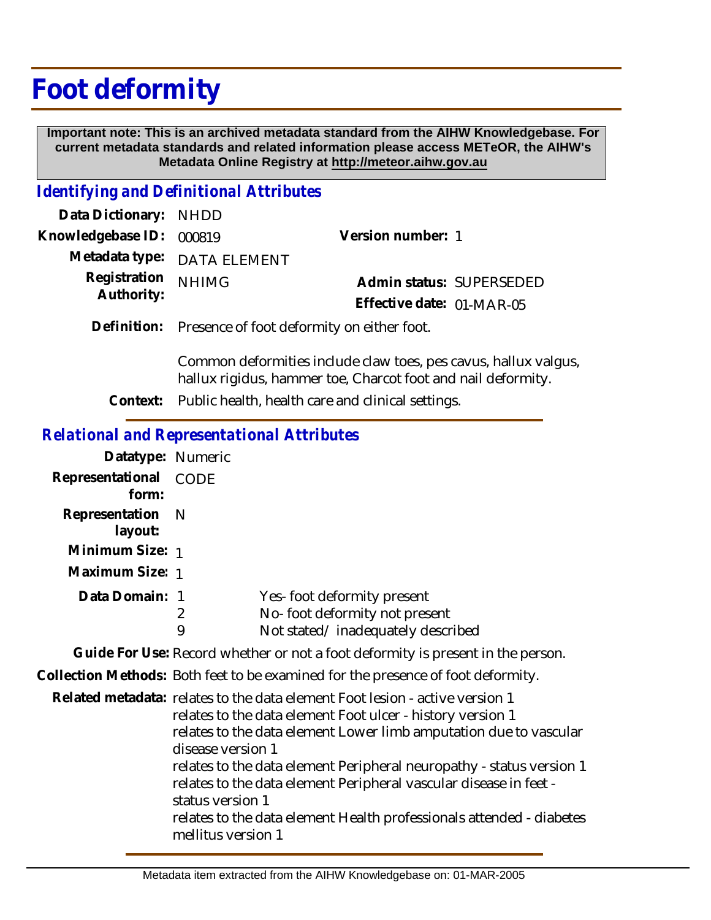# Foot deformity

**Important note: This is an archived metadata standard from the AIHW Knowledgebase. For current metadata standards and related information please access METeOR, the AIHW's Metadata Online Registry at http://meteor.aihw.gov.au**

## *Identifying and Definitional Attributes*

**Data Dictionary:** NHDD

**Knowledgebase ID:** 000819

**Version number:** 1

**Metadata type:** DATA ELEMENT

**Registration Authority:** NHIMG

**Admin status:** SUPERSEDED

**Effective date:** 01-MAR-05

**Definition:** Presence of foot deformity on either foot.

Common deformities include claw toes, pes cavus, hallux valgus, hallux rigidus, hammer toe, Charcot foot and nail deformity.

**Context:** Public health, health care and clinical settings.

## *Relational and Representational Attributes*

**Datatype:** Numeric

**Representational form:** CODE

**Representation layout:** N

**Minimum Size:** 1

**Maximum Size:** 1

**Data Domain:**

| Code | Description |
|---|---|
| 1 | Yes- foot deformity present |
| 2 | No- foot deformity not present |
| 9 | Not stated/ inadequately described |

**Guide For Use:** Record whether or not a foot deformity is present in the person.

**Collection Methods:** Both feet to be examined for the presence of foot deformity.

**Related metadata:** relates to the data element Foot lesion - active version 1
relates to the data element Foot ulcer - history version 1
relates to the data element Lower limb amputation due to vascular disease version 1
relates to the data element Peripheral neuropathy - status version 1
relates to the data element Peripheral vascular disease in feet - status version 1
relates to the data element Health professionals attended - diabetes mellitus version 1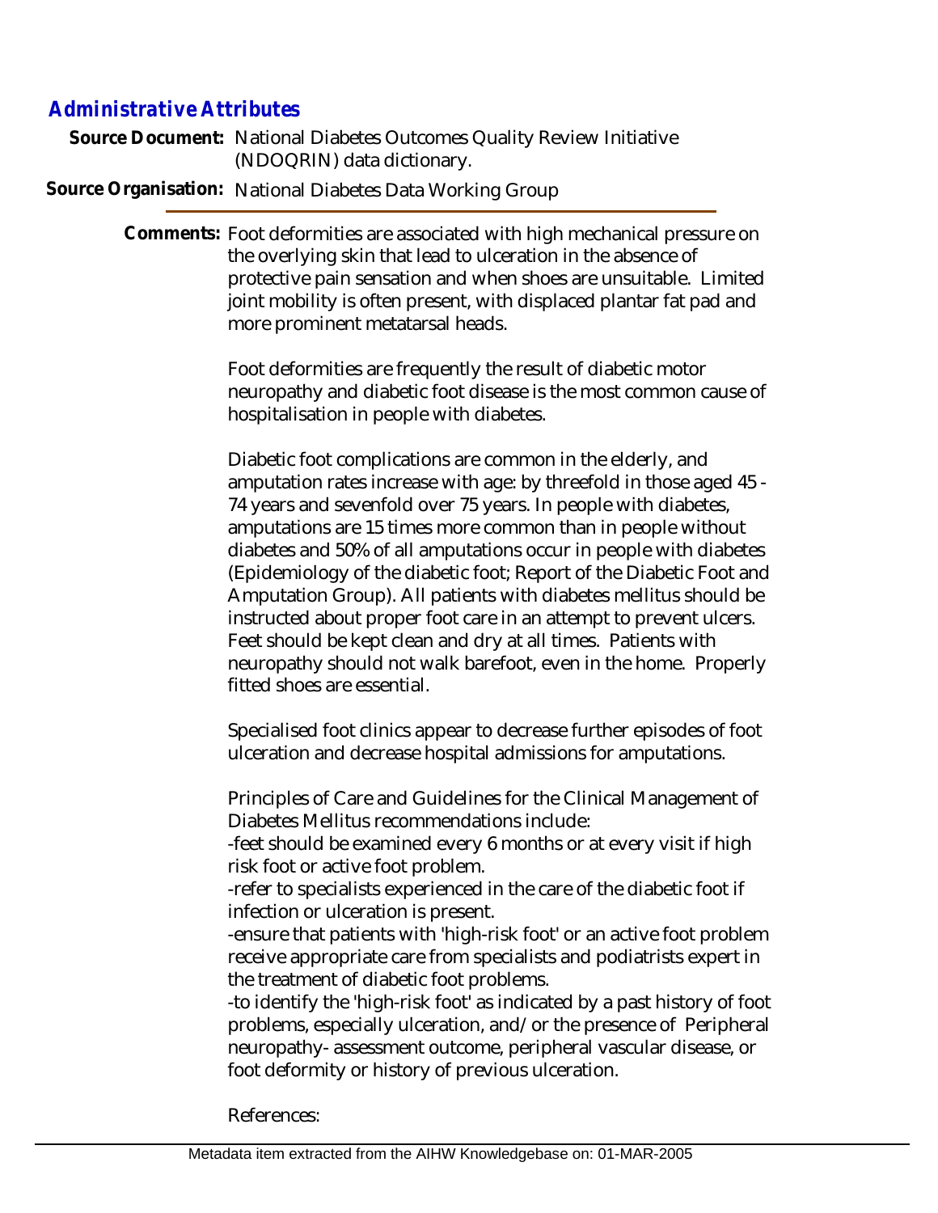## Administrative Attributes

**Source Document:** National Diabetes Outcomes Quality Review Initiative (NDOQRIN) data dictionary.

**Source Organisation:** National Diabetes Data Working Group

**Comments:** Foot deformities are associated with high mechanical pressure on the overlying skin that lead to ulceration in the absence of protective pain sensation and when shoes are unsuitable. Limited joint mobility is often present, with displaced plantar fat pad and more prominent metatarsal heads.

Foot deformities are frequently the result of diabetic motor neuropathy and diabetic foot disease is the most common cause of hospitalisation in people with diabetes.

Diabetic foot complications are common in the elderly, and amputation rates increase with age: by threefold in those aged 45 - 74 years and sevenfold over 75 years. In people with diabetes, amputations are 15 times more common than in people without diabetes and 50% of all amputations occur in people with diabetes (Epidemiology of the diabetic foot; Report of the Diabetic Foot and Amputation Group). All patients with diabetes mellitus should be instructed about proper foot care in an attempt to prevent ulcers. Feet should be kept clean and dry at all times. Patients with neuropathy should not walk barefoot, even in the home. Properly fitted shoes are essential.

Specialised foot clinics appear to decrease further episodes of foot ulceration and decrease hospital admissions for amputations.

Principles of Care and Guidelines for the Clinical Management of Diabetes Mellitus recommendations include:
-feet should be examined every 6 months or at every visit if high risk foot or active foot problem.
-refer to specialists experienced in the care of the diabetic foot if infection or ulceration is present.
-ensure that patients with 'high-risk foot' or an active foot problem receive appropriate care from specialists and podiatrists expert in the treatment of diabetic foot problems.
-to identify the 'high-risk foot' as indicated by a past history of foot problems, especially ulceration, and/or the presence of Peripheral neuropathy- assessment outcome, peripheral vascular disease, or foot deformity or history of previous ulceration.

References: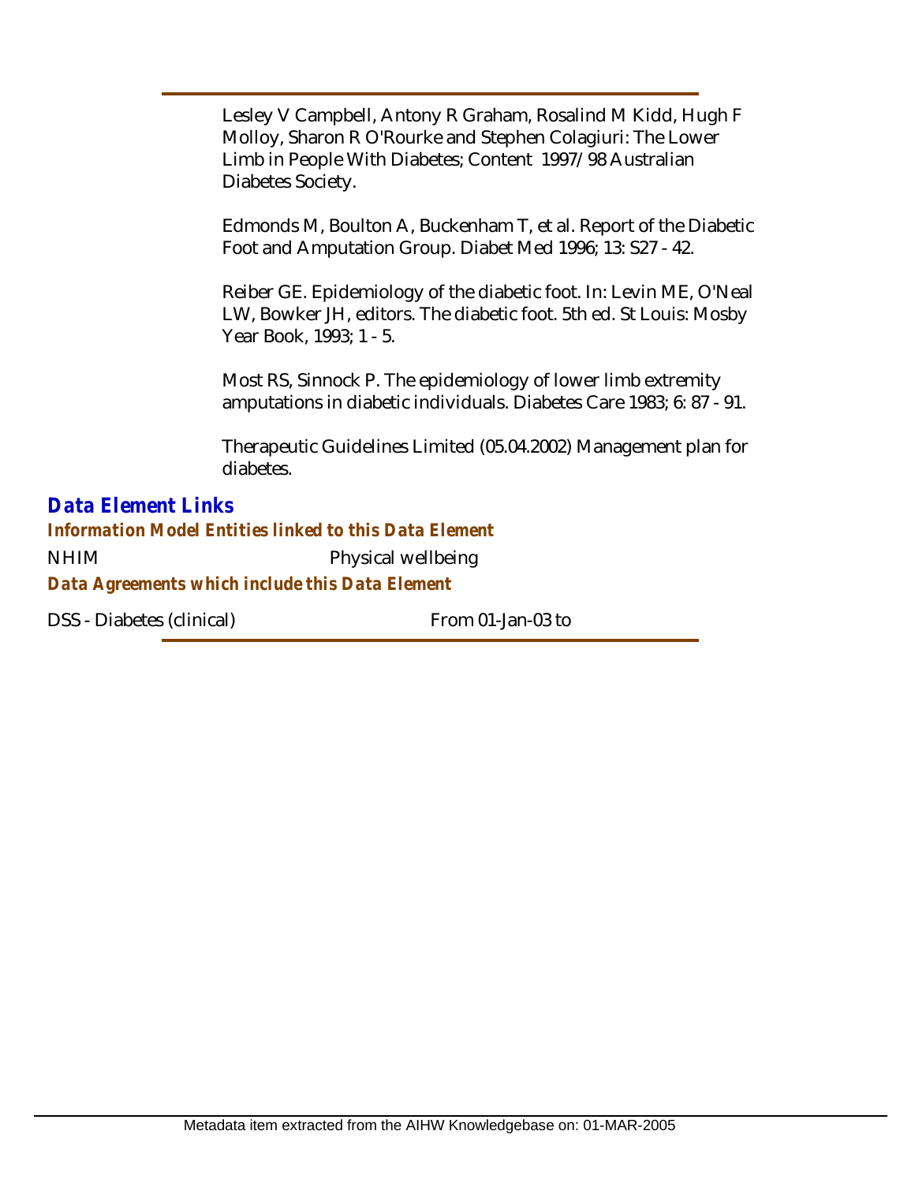Lesley V Campbell, Antony R Graham, Rosalind M Kidd, Hugh F Molloy, Sharon R O'Rourke and Stephen Colagiuri: The Lower Limb in People With Diabetes; Content 1997/98 Australian Diabetes Society.

Edmonds M, Boulton A, Buckenham T, et al. Report of the Diabetic Foot and Amputation Group. Diabet Med 1996; 13: S27 - 42.

Reiber GE. Epidemiology of the diabetic foot. In: Levin ME, O'Neal LW, Bowker JH, editors. The diabetic foot. 5th ed. St Louis: Mosby Year Book, 1993; 1 - 5.

Most RS, Sinnock P. The epidemiology of lower limb extremity amputations in diabetic individuals. Diabetes Care 1983; 6: 87 - 91.

Therapeutic Guidelines Limited (05.04.2002) Management plan for diabetes.

## Data Element Links

### Information Model Entities linked to this Data Element

| | |
|---|---|
| NHIM | Physical wellbeing |

### Data Agreements which include this Data Element

| | |
|---|---|
| DSS - Diabetes (clinical) | From 01-Jan-03 to |

Metadata item extracted from the AIHW Knowledgebase on: 01-MAR-2005